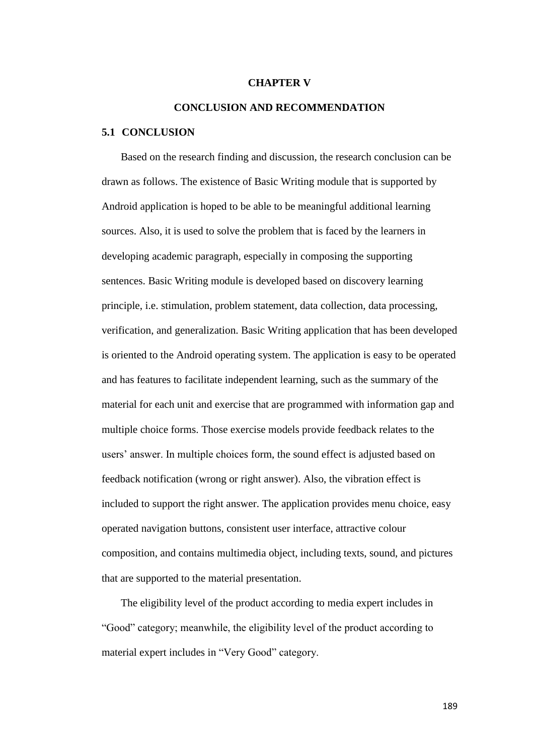# CHAPTER V

# CONCLUSION AND RECOMMENDATION

## 5.1 CONCLUSION

Based on the research finding and discussion, the research conclusion can be drawn as follows. The existence of Basic Writing module that is supported by Android application is hoped to be able to be meaningful additional learning sources. Also, it is used to solve the problem that is faced by the learners in developing academic paragraph, especially in composing the supporting sentences. Basic Writing module is developed based on discovery learning principle, i.e. stimulation, problem statement, data collection, data processing, verification, and generalization. Basic Writing application that has been developed is oriented to the Android operating system. The application is easy to be operated and has features to facilitate independent learning, such as the summary of the material for each unit and exercise that are programmed with information gap and multiple choice forms. Those exercise models provide feedback relates to the users' answer. In multiple choices form, the sound effect is adjusted based on feedback notification (wrong or right answer). Also, the vibration effect is included to support the right answer. The application provides menu choice, easy operated navigation buttons, consistent user interface, attractive colour composition, and contains multimedia object, including texts, sound, and pictures that are supported to the material presentation.

The eligibility level of the product according to media expert includes in "Good" category; meanwhile, the eligibility level of the product according to material expert includes in "Very Good" category.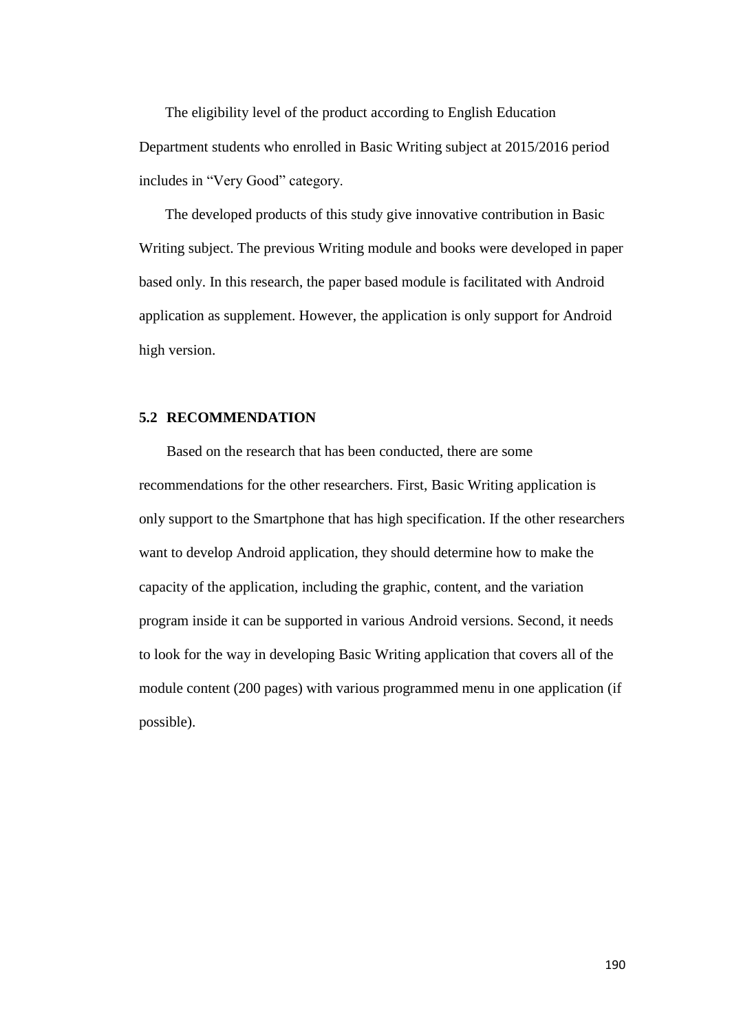The eligibility level of the product according to English Education Department students who enrolled in Basic Writing subject at 2015/2016 period includes in "Very Good" category.

The developed products of this study give innovative contribution in Basic Writing subject. The previous Writing module and books were developed in paper based only. In this research, the paper based module is facilitated with Android application as supplement. However, the application is only support for Android high version.

## 5.2 RECOMMENDATION

Based on the research that has been conducted, there are some recommendations for the other researchers. First, Basic Writing application is only support to the Smartphone that has high specification. If the other researchers want to develop Android application, they should determine how to make the capacity of the application, including the graphic, content, and the variation program inside it can be supported in various Android versions. Second, it needs to look for the way in developing Basic Writing application that covers all of the module content (200 pages) with various programmed menu in one application (if possible).